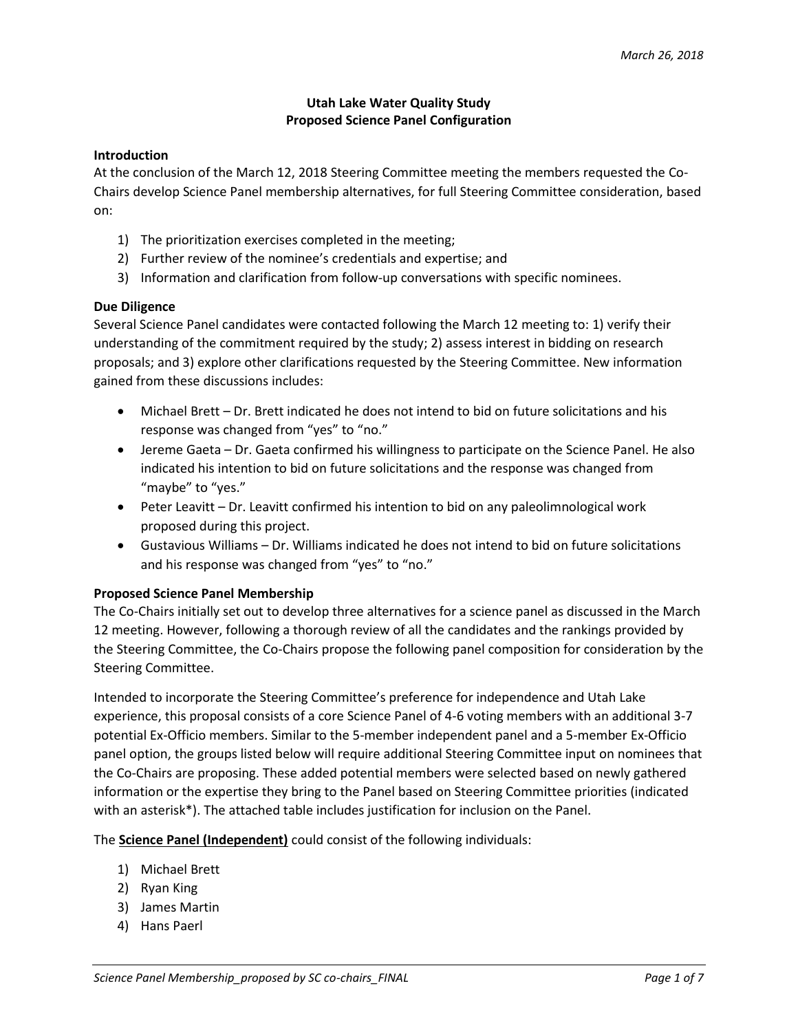*March 26, 2018*

# Utah Lake Water Quality Study
## Proposed Science Panel Configuration

### Introduction

At the conclusion of the March 12, 2018 Steering Committee meeting the members requested the Co-Chairs develop Science Panel membership alternatives, for full Steering Committee consideration, based on:

1) The prioritization exercises completed in the meeting;
2) Further review of the nominee's credentials and expertise; and
3) Information and clarification from follow-up conversations with specific nominees.

### Due Diligence

Several Science Panel candidates were contacted following the March 12 meeting to: 1) verify their understanding of the commitment required by the study; 2) assess interest in bidding on research proposals; and 3) explore other clarifications requested by the Steering Committee. New information gained from these discussions includes:

- Michael Brett – Dr. Brett indicated he does not intend to bid on future solicitations and his response was changed from "yes" to "no."
- Jereme Gaeta – Dr. Gaeta confirmed his willingness to participate on the Science Panel. He also indicated his intention to bid on future solicitations and the response was changed from "maybe" to "yes."
- Peter Leavitt – Dr. Leavitt confirmed his intention to bid on any paleolimnological work proposed during this project.
- Gustavious Williams – Dr. Williams indicated he does not intend to bid on future solicitations and his response was changed from "yes" to "no."

### Proposed Science Panel Membership

The Co-Chairs initially set out to develop three alternatives for a science panel as discussed in the March 12 meeting. However, following a thorough review of all the candidates and the rankings provided by the Steering Committee, the Co-Chairs propose the following panel composition for consideration by the Steering Committee.

Intended to incorporate the Steering Committee's preference for independence and Utah Lake experience, this proposal consists of a core Science Panel of 4-6 voting members with an additional 3-7 potential Ex-Officio members. Similar to the 5-member independent panel and a 5-member Ex-Officio panel option, the groups listed below will require additional Steering Committee input on nominees that the Co-Chairs are proposing. These added potential members were selected based on newly gathered information or the expertise they bring to the Panel based on Steering Committee priorities (indicated with an asterisk*). The attached table includes justification for inclusion on the Panel.

The **<u>Science Panel (Independent)</u>** could consist of the following individuals:

1) Michael Brett
2) Ryan King
3) James Martin
4) Hans Paerl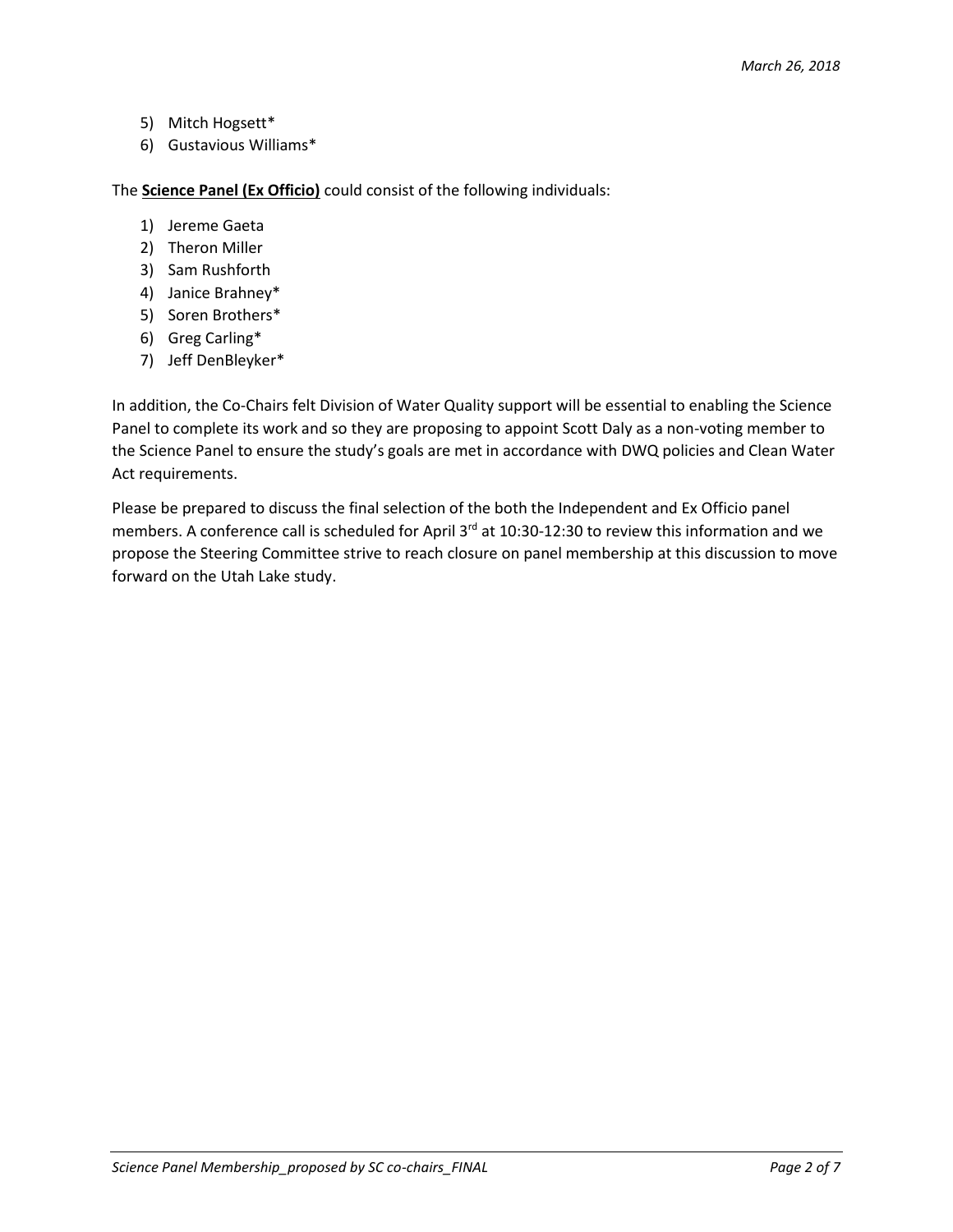5) Mitch Hogsett*
6) Gustavious Williams*

The **Science Panel (Ex Officio)** could consist of the following individuals:

1) Jereme Gaeta
2) Theron Miller
3) Sam Rushforth
4) Janice Brahney*
5) Soren Brothers*
6) Greg Carling*
7) Jeff DenBleyker*

In addition, the Co-Chairs felt Division of Water Quality support will be essential to enabling the Science Panel to complete its work and so they are proposing to appoint Scott Daly as a non-voting member to the Science Panel to ensure the study's goals are met in accordance with DWQ policies and Clean Water Act requirements.

Please be prepared to discuss the final selection of the both the Independent and Ex Officio panel members. A conference call is scheduled for April 3rd at 10:30-12:30 to review this information and we propose the Steering Committee strive to reach closure on panel membership at this discussion to move forward on the Utah Lake study.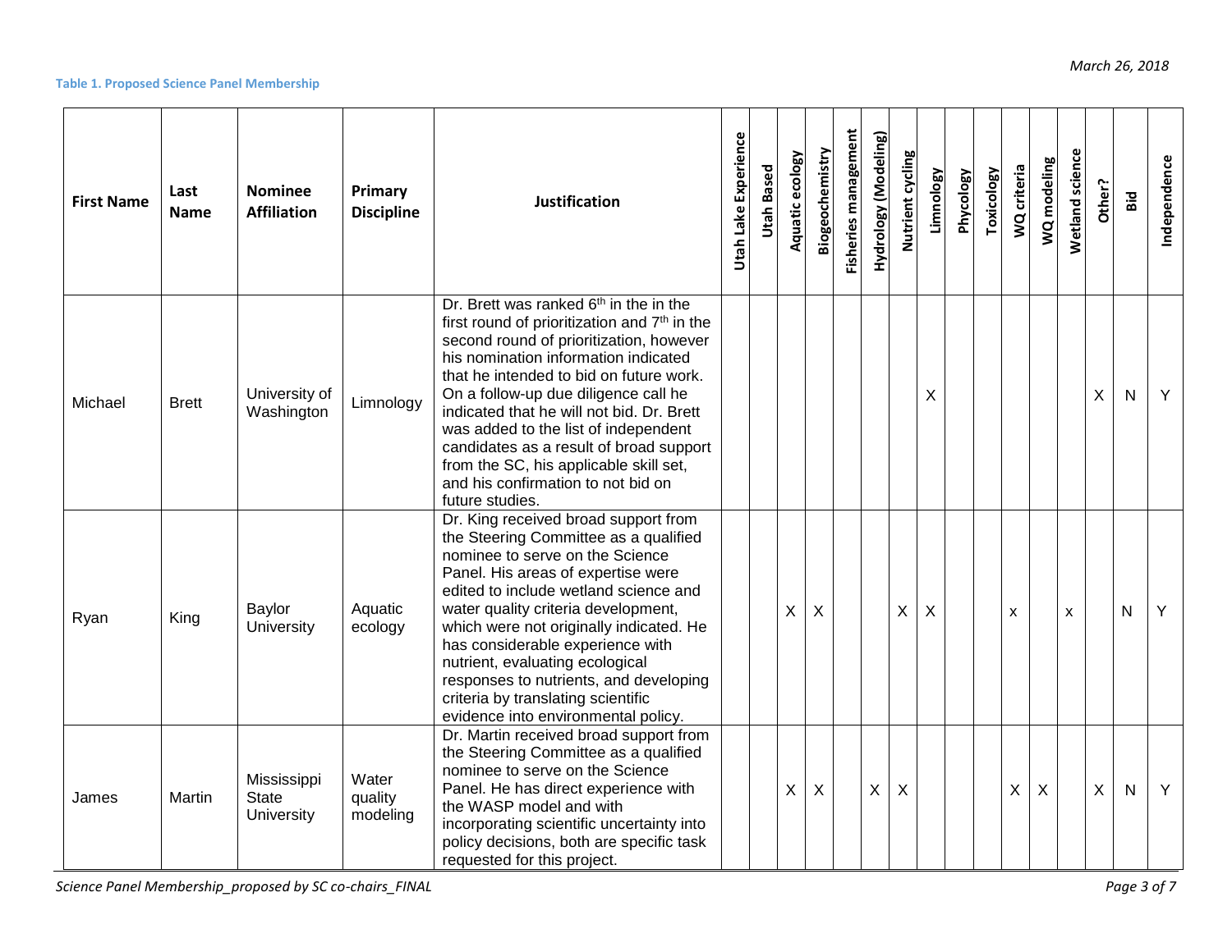**Table 1. Proposed Science Panel Membership**

| First Name | Last Name | Nominee Affiliation | Primary Discipline | Justification | Utah Lake Experience | Utah Based | Aquatic ecology | Biogeochemistry | Fisheries management | Hydrology (Modeling) | Nutrient cycling | Limnology | Phycology | Toxicology | WQ criteria | WQ modeling | Wetland science | Other? | Bid | Independence |
|---|---|---|---|---|---|---|---|---|---|---|---|---|---|---|---|---|---|---|---|---|
| Michael | Brett | University of Washington | Limnology | Dr. Brett was ranked 6th in the in the first round of prioritization and 7th in the second round of prioritization, however his nomination information indicated that he intended to bid on future work. On a follow-up due diligence call he indicated that he will not bid. Dr. Brett was added to the list of independent candidates as a result of broad support from the SC, his applicable skill set, and his confirmation to not bid on future studies. | | | | | | | | X | | | | | | X | N | Y |
| Ryan | King | Baylor University | Aquatic ecology | Dr. King received broad support from the Steering Committee as a qualified nominee to serve on the Science Panel. His areas of expertise were edited to include wetland science and water quality criteria development, which were not originally indicated. He has considerable experience with nutrient, evaluating ecological responses to nutrients, and developing criteria by translating scientific evidence into environmental policy. | | | X | X | | | X | X | | | x | | x | | N | Y |
| James | Martin | Mississippi State University | Water quality modeling | Dr. Martin received broad support from the Steering Committee as a qualified nominee to serve on the Science Panel. He has direct experience with the WASP model and with incorporating scientific uncertainty into policy decisions, both are specific task requested for this project. | | | X | X | | X | X | | | | X | X | | X | N | Y |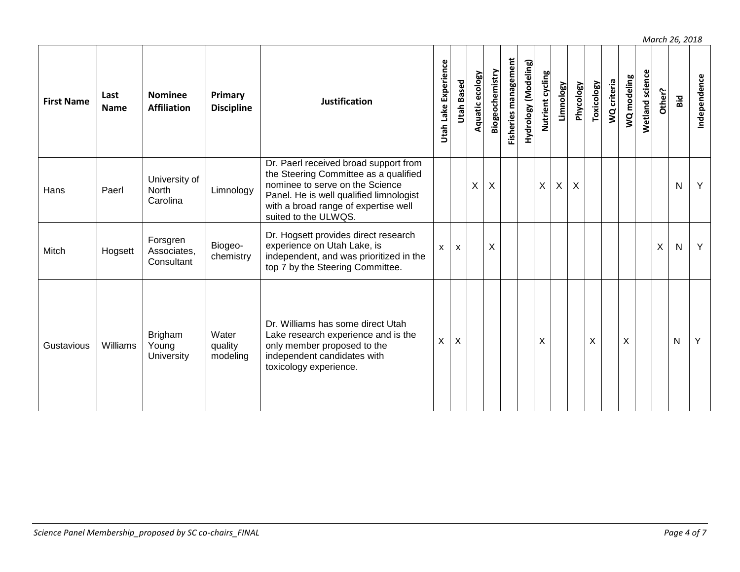| First Name | Last Name | Nominee Affiliation | Primary Discipline | Justification | Utah Lake Experience | Utah Based | Aquatic ecology | Biogeochemistry | Fisheries management | Hydrology (Modeling) | Nutrient cycling | Limnology | Phycology | Toxicology | WQ criteria | WQ modeling | Wetland science | Other? | Bid | Independence |
|---|---|---|---|---|---|---|---|---|---|---|---|---|---|---|---|---|---|---|---|---|
| Hans | Paerl | University of North Carolina | Limnology | Dr. Paerl received broad support from the Steering Committee as a qualified nominee to serve on the Science Panel. He is well qualified limnologist with a broad range of expertise well suited to the ULWQS. | | | X | X | | | X | X | X | | | | | | N | Y |
| Mitch | Hogsett | Forsgren Associates, Consultant | Biogeo-chemistry | Dr. Hogsett provides direct research experience on Utah Lake, is independent, and was prioritized in the top 7 by the Steering Committee. | x | x | | X | | | | | | | | | | X | N | Y |
| Gustavious | Williams | Brigham Young University | Water quality modeling | Dr. Williams has some direct Utah Lake research experience and is the only member proposed to the independent candidates with toxicology experience. | X | X | | | | | X | | | X | | X | | | N | Y |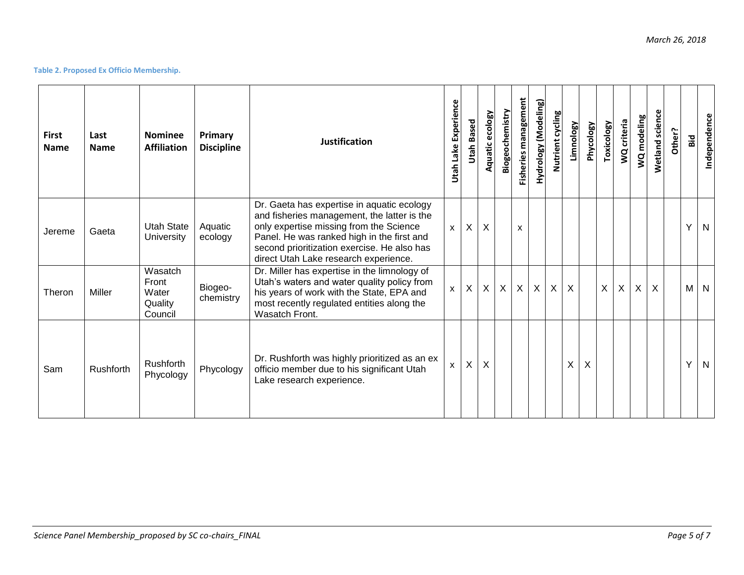**Table 2. Proposed Ex Officio Membership.**

| First Name | Last Name | Nominee Affiliation | Primary Discipline | Justification | Utah Lake Experience | Utah Based | Aquatic ecology | Biogeochemistry | Fisheries management | Hydrology (Modeling) | Nutrient cycling | Limnology | Phycology | Toxicology | WQ criteria | WQ modeling | Wetland science | Other? | Bid | Independence |
|---|---|---|---|---|---|---|---|---|---|---|---|---|---|---|---|---|---|---|---|---|
| Jereme | Gaeta | Utah State University | Aquatic ecology | Dr. Gaeta has expertise in aquatic ecology and fisheries management, the latter is the only expertise missing from the Science Panel. He was ranked high in the first and second prioritization exercise. He also has direct Utah Lake research experience. | x | X | X | | x | | | | | | | | | | Y | N |
| Theron | Miller | Wasatch Front Water Quality Council | Biogeo-chemistry | Dr. Miller has expertise in the limnology of Utah's waters and water quality policy from his years of work with the State, EPA and most recently regulated entities along the Wasatch Front. | x | X | X | X | X | X | X | X | | X | X | X | X | | M | N |
| Sam | Rushforth | Rushforth Phycology | Phycology | Dr. Rushforth was highly prioritized as an ex officio member due to his significant Utah Lake research experience. | x | X | X | | | | | X | X | | | | | | Y | N |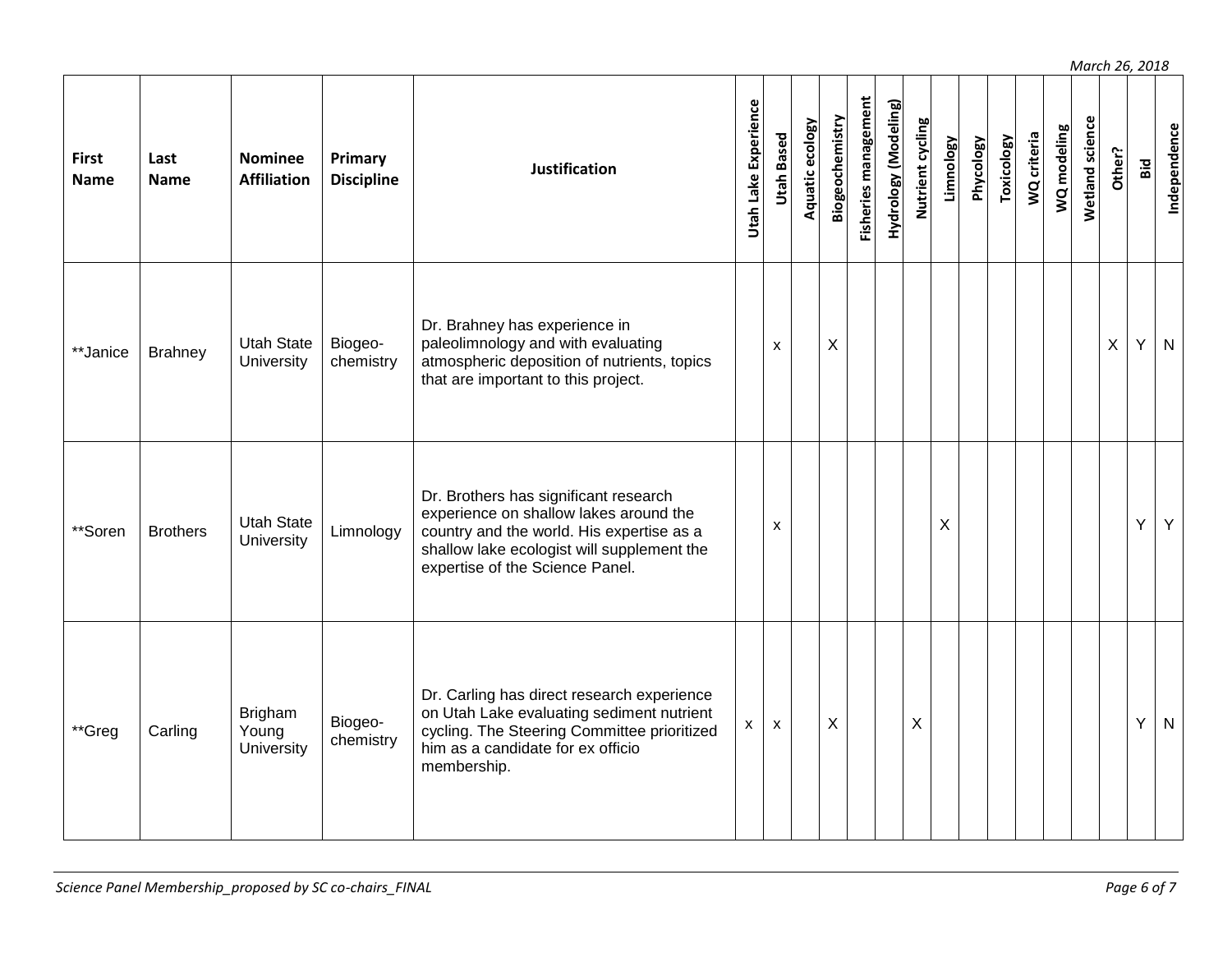| First Name | Last Name | Nominee Affiliation | Primary Discipline | Justification | Utah Lake Experience | Utah Based | Aquatic ecology | Biogeochemistry | Fisheries management | Hydrology (Modeling) | Nutrient cycling | Limnology | Phycology | Toxicology | WQ criteria | WQ modeling | Wetland science | Other? | Bid | Independence |
|---|---|---|---|---|---|---|---|---|---|---|---|---|---|---|---|---|---|---|---|---|
| **Janice | Brahney | Utah State University | Biogeo-chemistry | Dr. Brahney has experience in paleolimnology and with evaluating atmospheric deposition of nutrients, topics that are important to this project. | | x | | X | | | | | | | | | | X | Y | N |
| **Soren | Brothers | Utah State University | Limnology | Dr. Brothers has significant research experience on shallow lakes around the country and the world. His expertise as a shallow lake ecologist will supplement the expertise of the Science Panel. | | x | | | | | | X | | | | | | | Y | Y |
| **Greg | Carling | Brigham Young University | Biogeo-chemistry | Dr. Carling has direct research experience on Utah Lake evaluating sediment nutrient cycling. The Steering Committee prioritized him as a candidate for ex officio membership. | x | x | | X | | | X | | | | | | | | Y | N |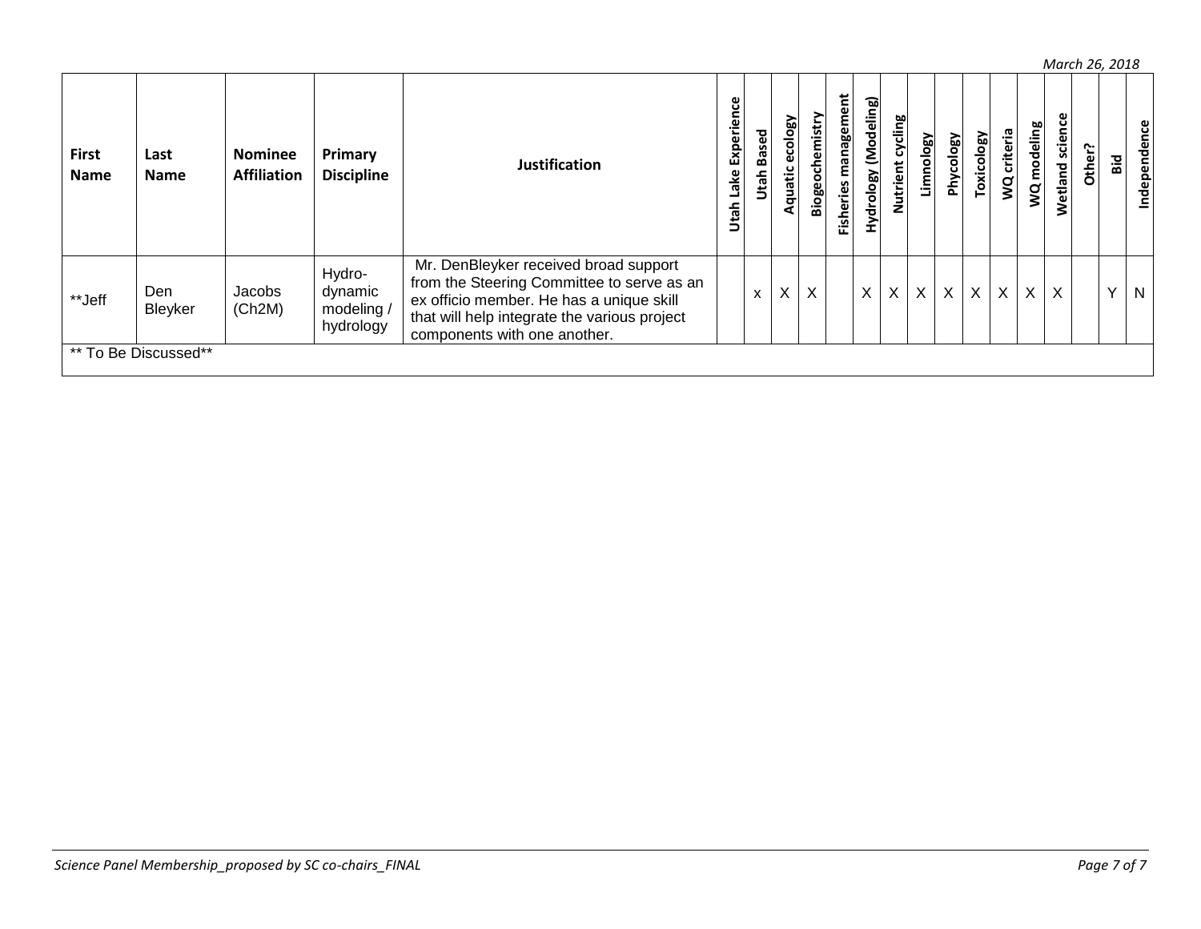*March 26, 2018*

| First Name | Last Name | Nominee Affiliation | Primary Discipline | Justification | Utah Lake Experience | Utah Based | Aquatic ecology | Biogeochemistry | Fisheries management | Hydrology (Modeling) | Nutrient cycling | Limnology | Phycology | Toxicology | WQ criteria | WQ modeling | Wetland science | Other? | Bid | Independence |
|---|---|---|---|---|---|---|---|---|---|---|---|---|---|---|---|---|---|---|---|---|
| **Jeff | Den Bleyker | Jacobs (Ch2M) | Hydro-dynamic modeling / hydrology | Mr. DenBleyker received broad support from the Steering Committee to serve as an ex officio member. He has a unique skill that will help integrate the various project components with one another. | | x | X | X | | X | X | X | X | X | X | X | X | | Y | N |
| ** To Be Discussed** | | | | | | | | | | | | | | | | | | | | |

*Science Panel Membership_proposed by SC co-chairs_FINAL*